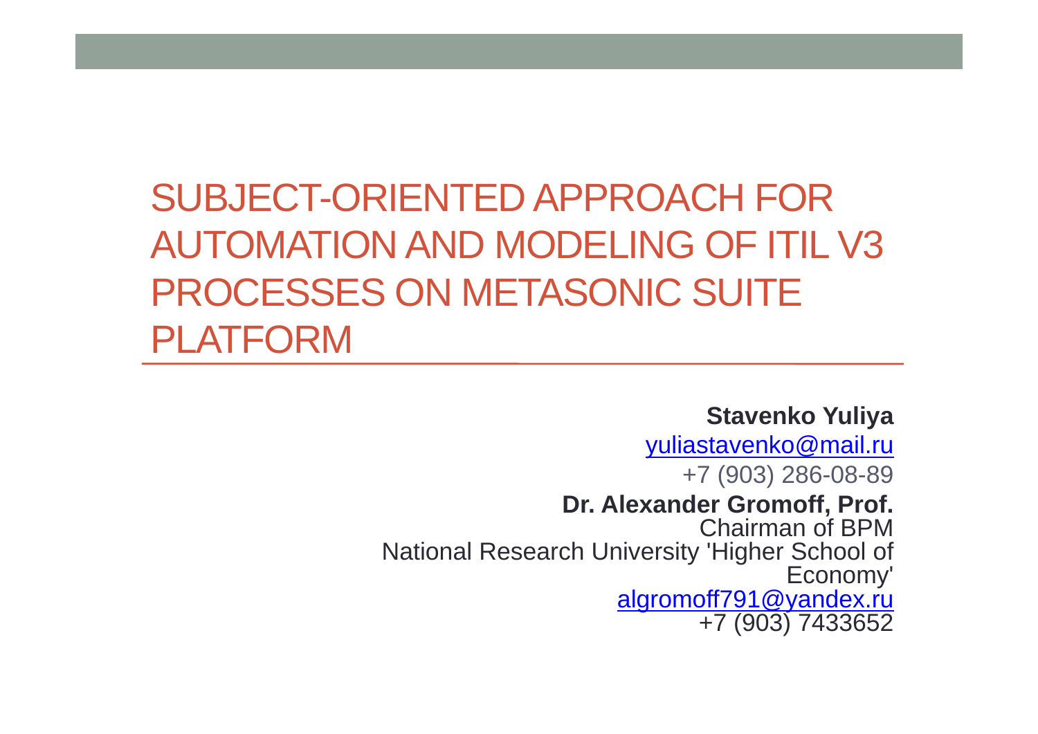# SUBJECT-ORIENTED APPROACH FOR AUTOMATION AND MODELING OF ITIL V3 PROCESSES ON METASONIC SUITE PLATFORM

**Stavenko Yuliya**
yuliastavenko@mail.ru
+7 (903) 286-08-89

**Dr. Alexander Gromoff, Prof.**
Chairman of BPM
National Research University 'Higher School of Economy'
algromoff791@yandex.ru
+7 (903) 7433652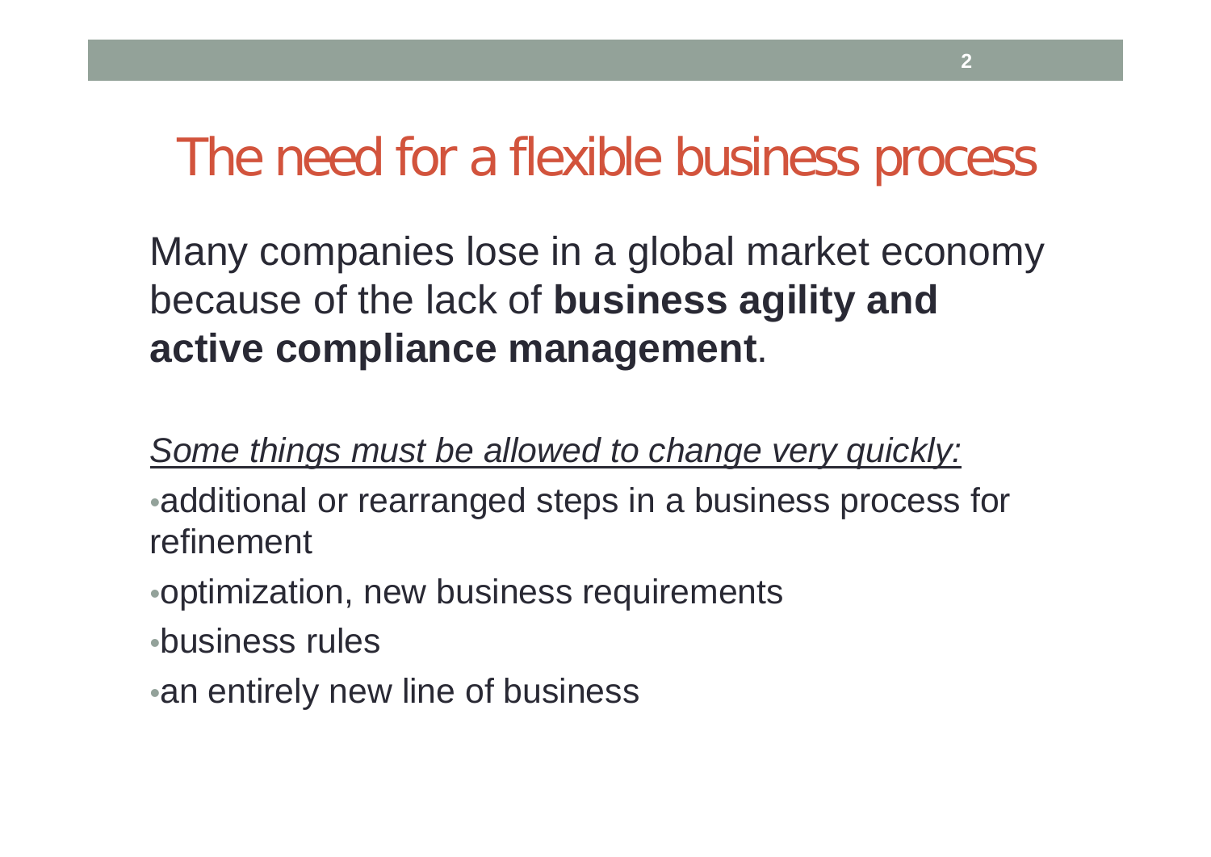# The need for a flexible business process

Many companies lose in a global market economy because of the lack of **business agility and active compliance management**.

*Some things must be allowed to change very quickly:*

- additional or rearranged steps in a business process for refinement
- optimization, new business requirements
- business rules
- an entirely new line of business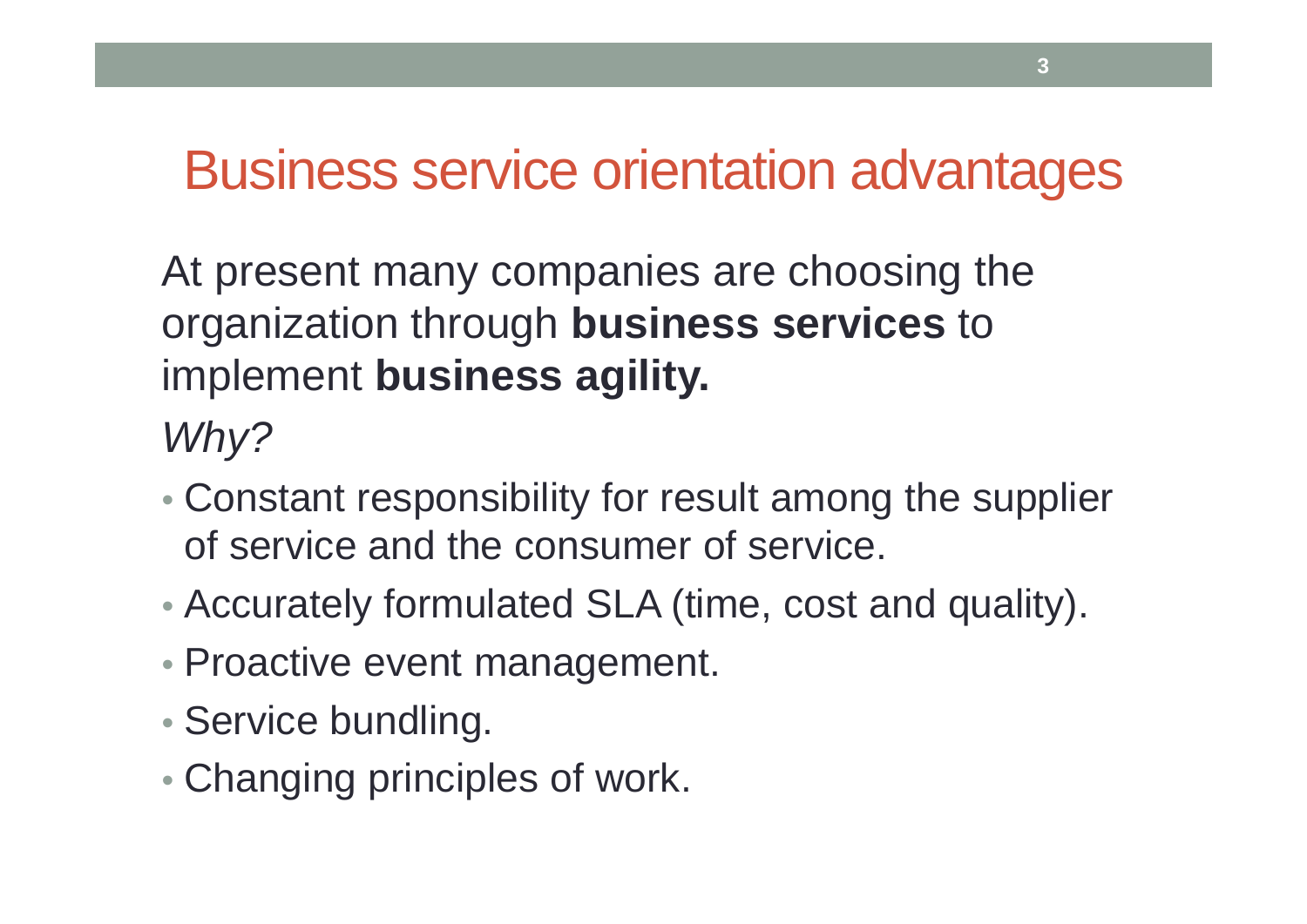# Business service orientation advantages

At present many companies are choosing the organization through **business services** to implement **business agility.**

*Why?*

- Constant responsibility for result among the supplier of service and the consumer of service.
- Accurately formulated SLA (time, cost and quality).
- Proactive event management.
- Service bundling.
- Changing principles of work.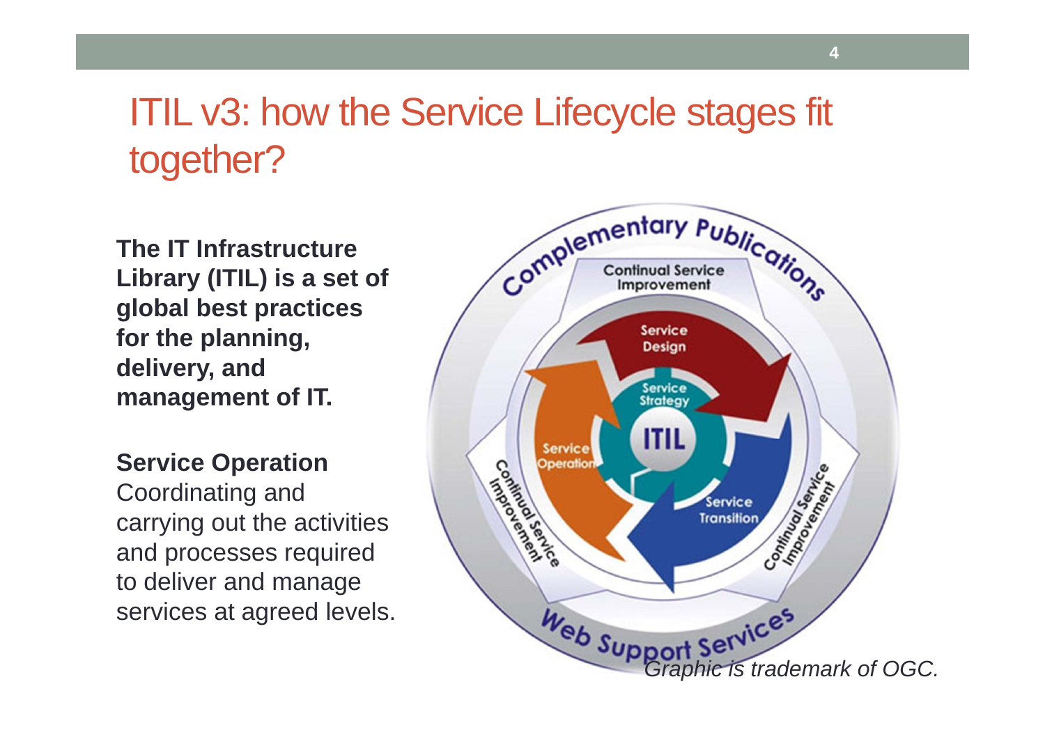# ITIL v3: how the Service Lifecycle stages fit together?

**The IT Infrastructure Library (ITIL) is a set of global best practices for the planning, delivery, and management of IT.**

**Service Operation**
Coordinating and carrying out the activities and processes required to deliver and manage services at agreed levels.

*Graphic is trademark of OGC.*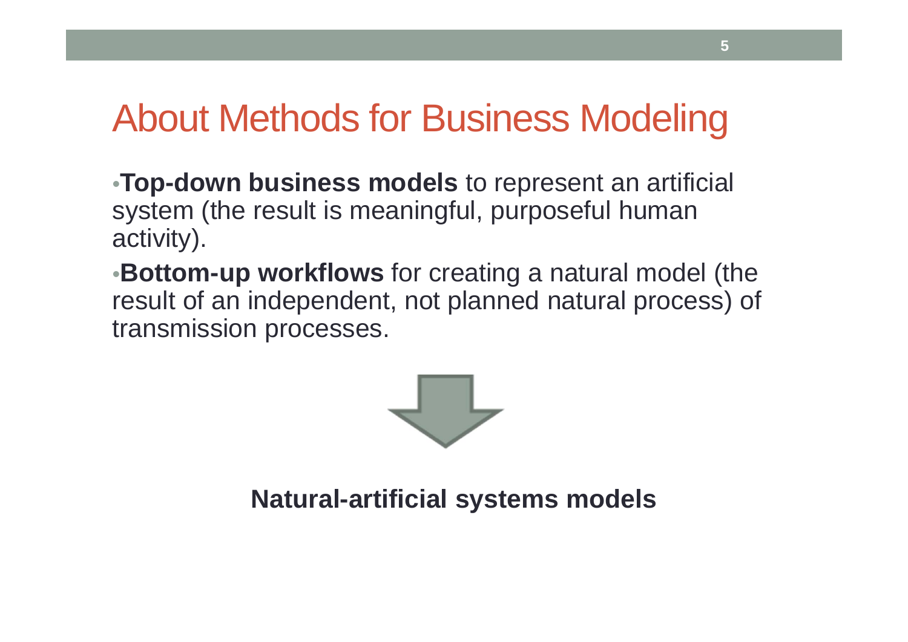# About Methods for Business Modeling

- **Top-down business models** to represent an artificial system (the result is meaningful, purposeful human activity).
- **Bottom-up workflows** for creating a natural model (the result of an independent, not planned natural process) of transmission processes.

**Natural-artificial systems models**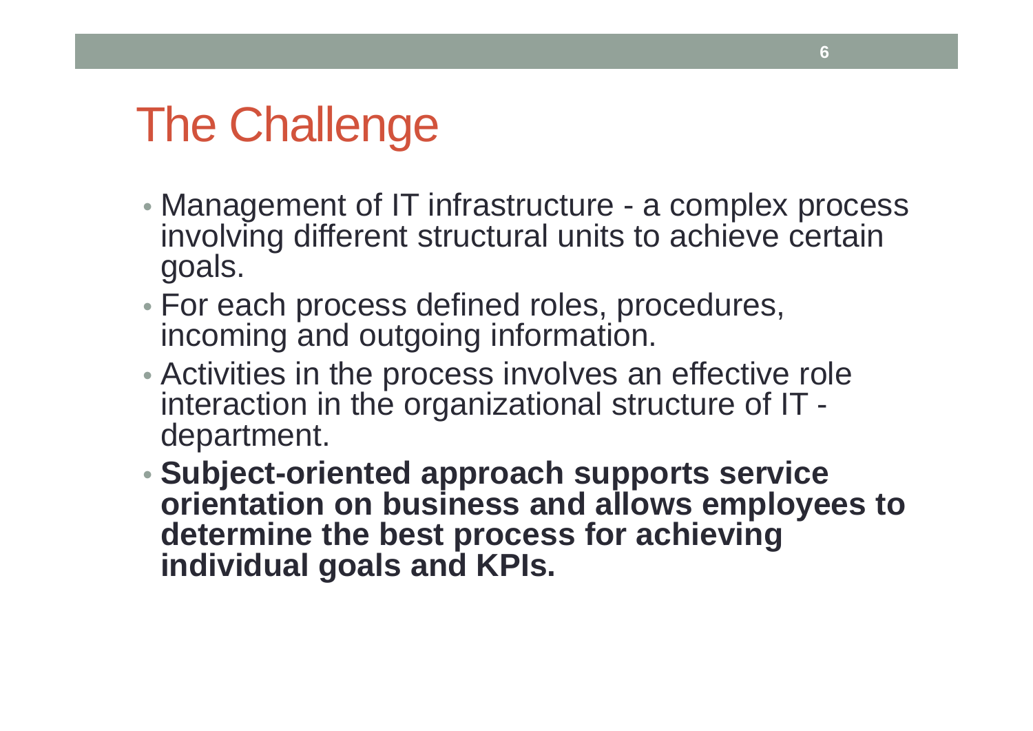# The Challenge

- Management of IT infrastructure - a complex process involving different structural units to achieve certain goals.
- For each process defined roles, procedures, incoming and outgoing information.
- Activities in the process involves an effective role interaction in the organizational structure of IT - department.
- **Subject-oriented approach supports service orientation on business and allows employees to determine the best process for achieving individual goals and KPIs.**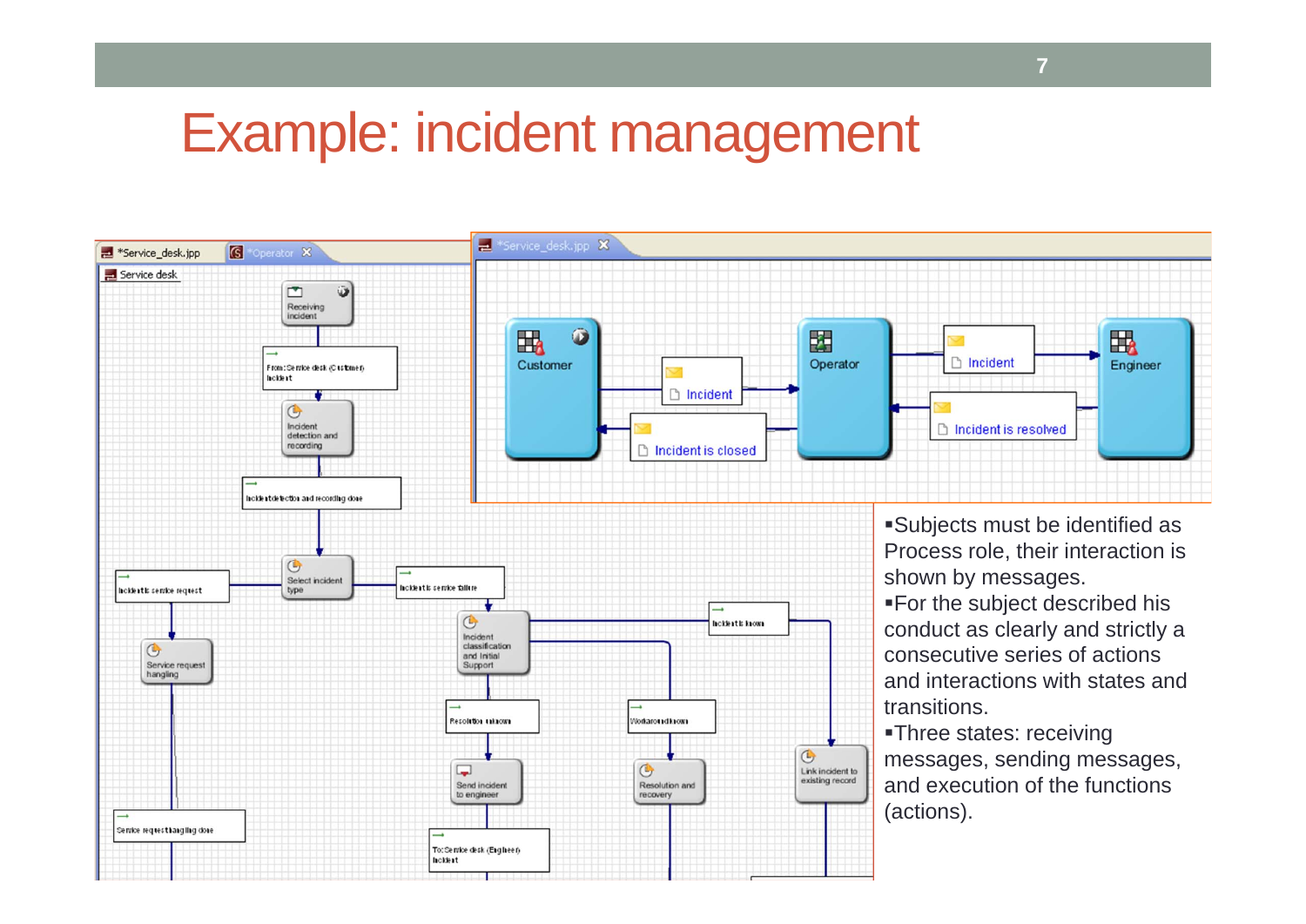# Example: incident management

- Subjects must be identified as Process role, their interaction is shown by messages.
- For the subject described his conduct as clearly and strictly a consecutive series of actions and interactions with states and transitions.
- Three states: receiving messages, sending messages, and execution of the functions (actions).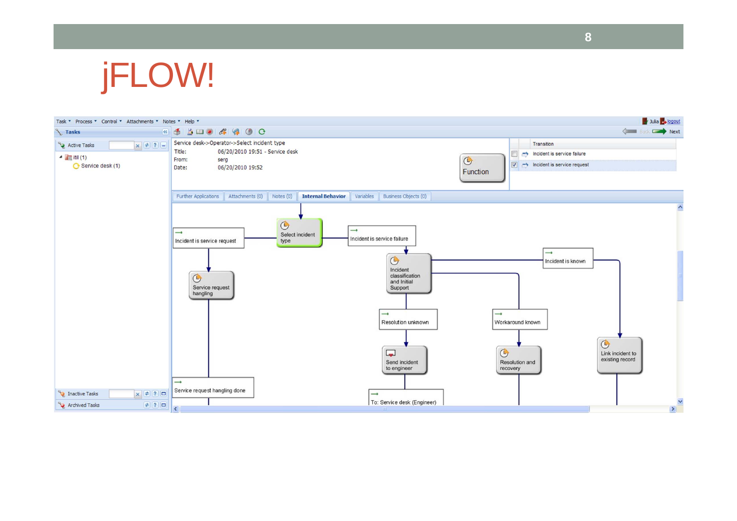# jFLOW!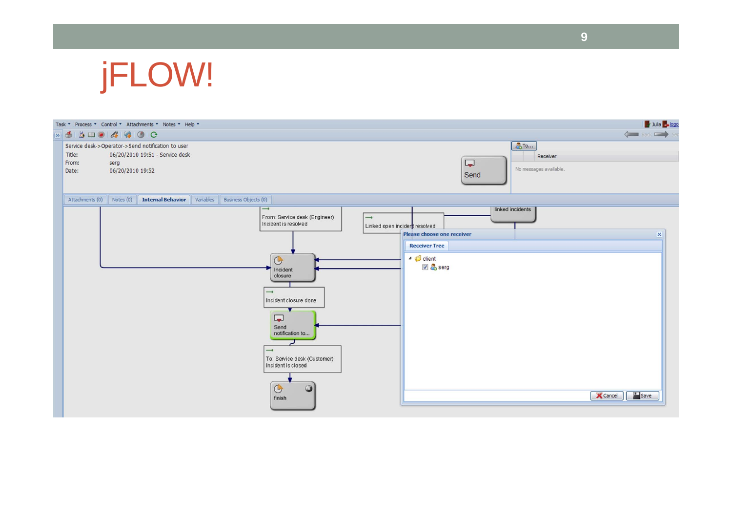# jFLOW!

Task ▾ Process ▾ Control ▾ Attachments ▾ Notes ▾ Help ▾

Service desk->Operator->Send notification to user

Title: 06/20/2010 19:51 - Service desk

From: serg

Date: 06/20/2010 19:52

Send

To...

Receiver

No messages available.

Attachments (0) | Notes (0) | **Internal Behavior** | Variables | Business Objects (0)

From: Service desk (Engineer)
Incident is resolved

Linked open incident resolved

linked incidents

Incident closure

Incident closure done

Send notification to...

To: Service desk (Customer)
Incident is closed

finish

**Please choose one receiver**

**Receiver Tree**

- client
  - serg

Cancel | Save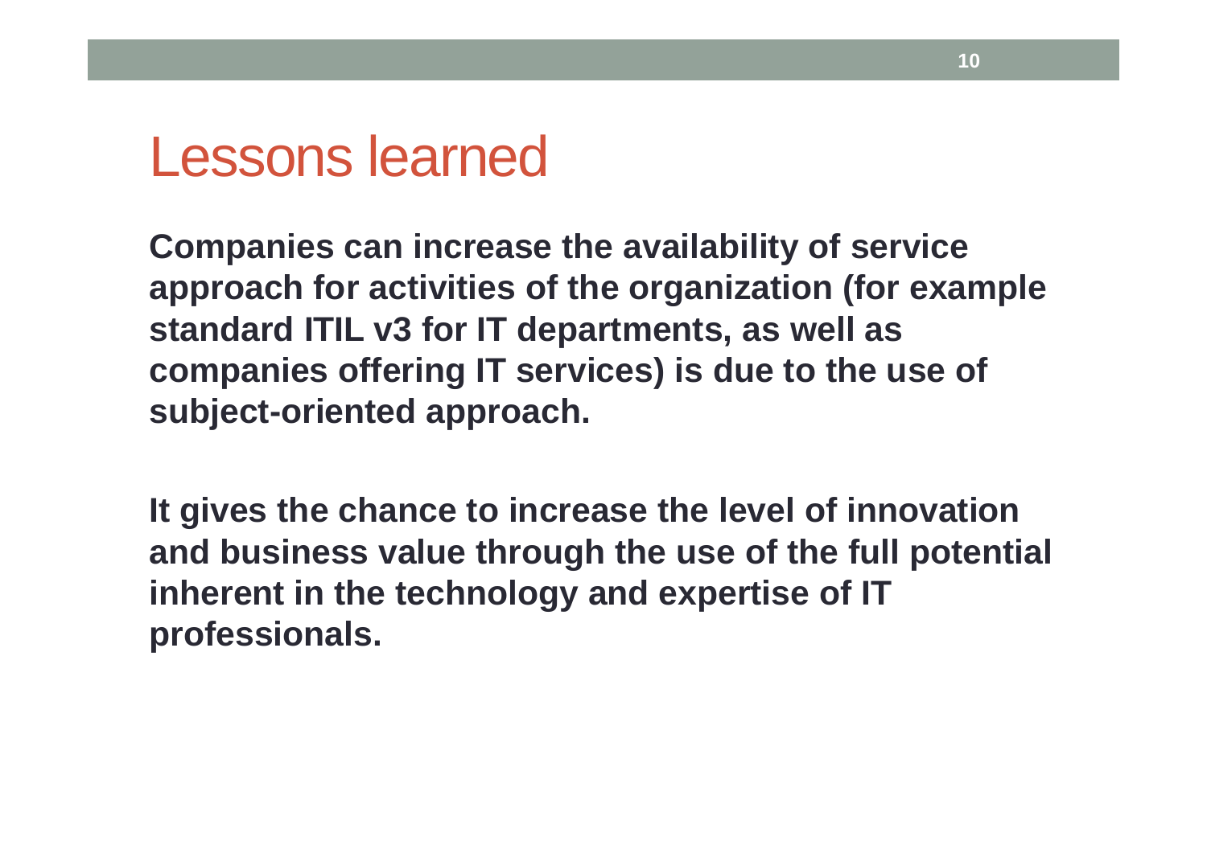# Lessons learned

**Companies can increase the availability of service approach for activities of the organization (for example standard ITIL v3 for IT departments, as well as companies offering IT services) is due to the use of subject-oriented approach.**

**It gives the chance to increase the level of innovation and business value through the use of the full potential inherent in the technology and expertise of IT professionals.**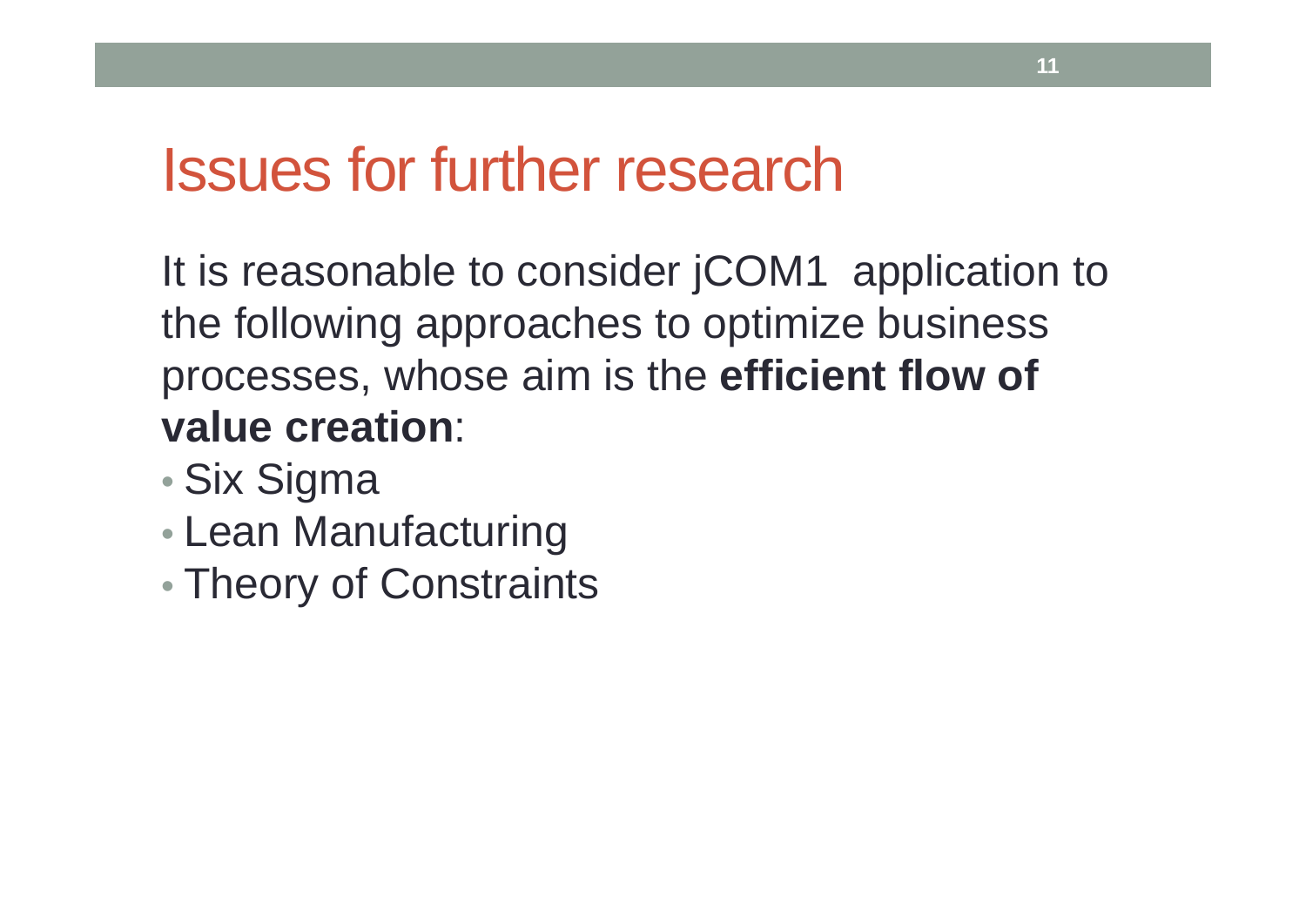# Issues for further research

It is reasonable to consider jCOM1 application to the following approaches to optimize business processes, whose aim is the **efficient flow of value creation**:

- Six Sigma
- Lean Manufacturing
- Theory of Constraints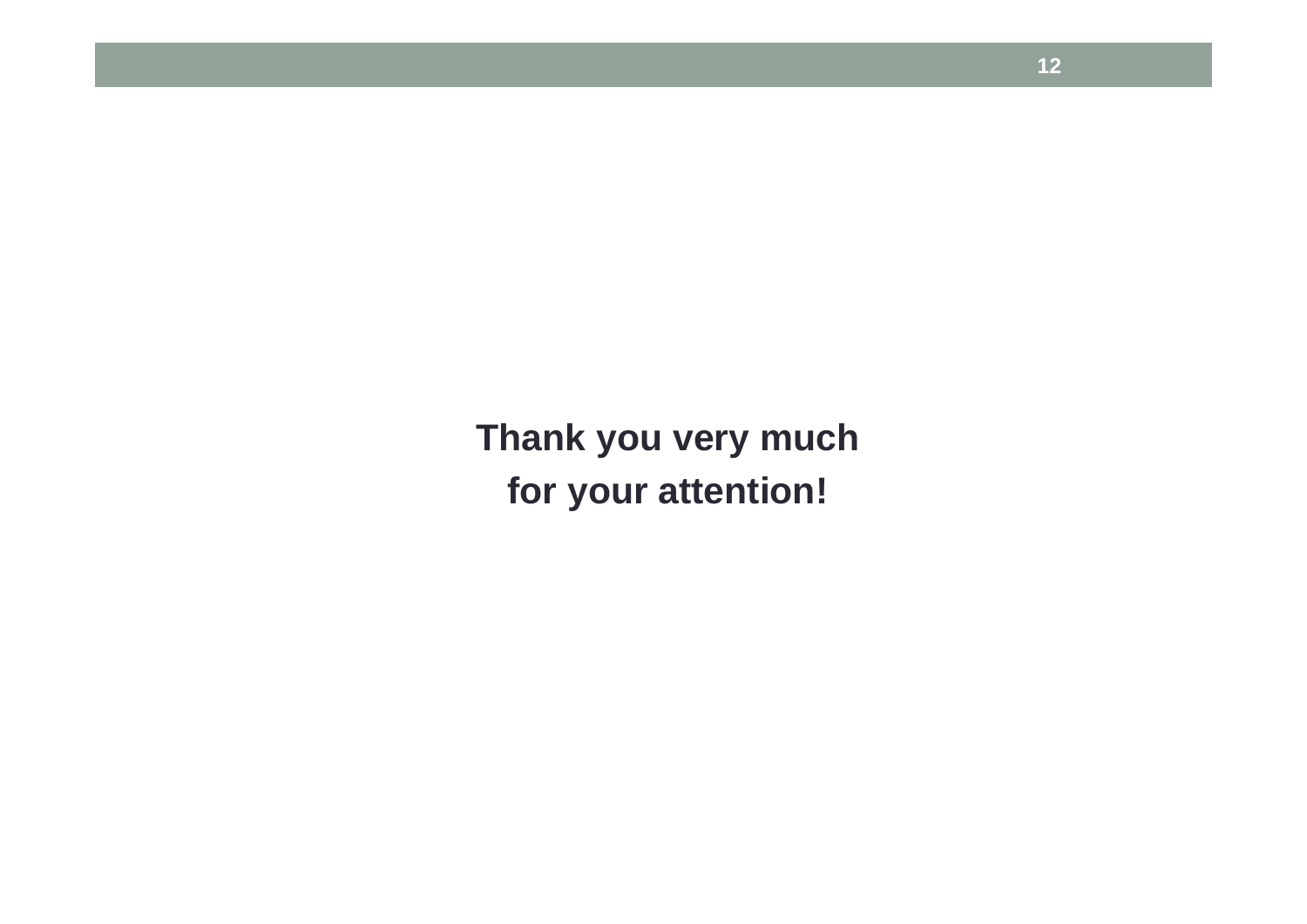**Thank you very much**

**for your attention!**